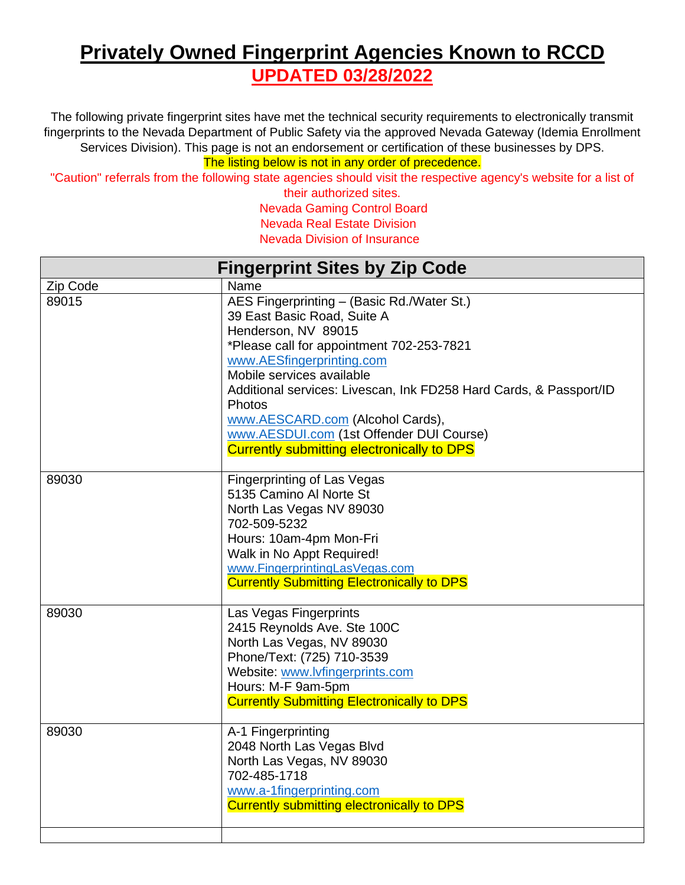# Privately Owned Fingerprint Agencies Known to RCCD

## UPDATED 03/28/2022

The following private fingerprint sites have met the technical security requirements to electronically transmit fingerprints to the Nevada Department of Public Safety via the approved Nevada Gateway (Idemia Enrollment Services Division). This page is not an endorsement or certification of these businesses by DPS.

The listing below is not in any order of precedence.

"Caution" referrals from the following state agencies should visit the respective agency's website for a list of their authorized sites.

Nevada Gaming Control Board
Nevada Real Estate Division
Nevada Division of Insurance

| Fingerprint Sites by Zip Code | |
|---|---|
| Zip Code | Name |
| 89015 | AES Fingerprinting – (Basic Rd./Water St.)<br>39 East Basic Road, Suite A<br>Henderson, NV 89015<br>*Please call for appointment 702-253-7821<br>www.AESfingerprinting.com<br>Mobile services available<br>Additional services: Livescan, Ink FD258 Hard Cards, & Passport/ID Photos<br>www.AESCARD.com (Alcohol Cards),<br>www.AESDUI.com (1st Offender DUI Course)<br>Currently submitting electronically to DPS |
| 89030 | Fingerprinting of Las Vegas<br>5135 Camino Al Norte St<br>North Las Vegas NV 89030<br>702-509-5232<br>Hours: 10am-4pm Mon-Fri<br>Walk in No Appt Required!<br>www.FingerprintingLasVegas.com<br>Currently Submitting Electronically to DPS |
| 89030 | Las Vegas Fingerprints<br>2415 Reynolds Ave. Ste 100C<br>North Las Vegas, NV 89030<br>Phone/Text: (725) 710-3539<br>Website: www.lvfingerprints.com<br>Hours: M-F 9am-5pm<br>Currently Submitting Electronically to DPS |
| 89030 | A-1 Fingerprinting<br>2048 North Las Vegas Blvd<br>North Las Vegas, NV 89030<br>702-485-1718<br>www.a-1fingerprinting.com<br>Currently submitting electronically to DPS |
| | |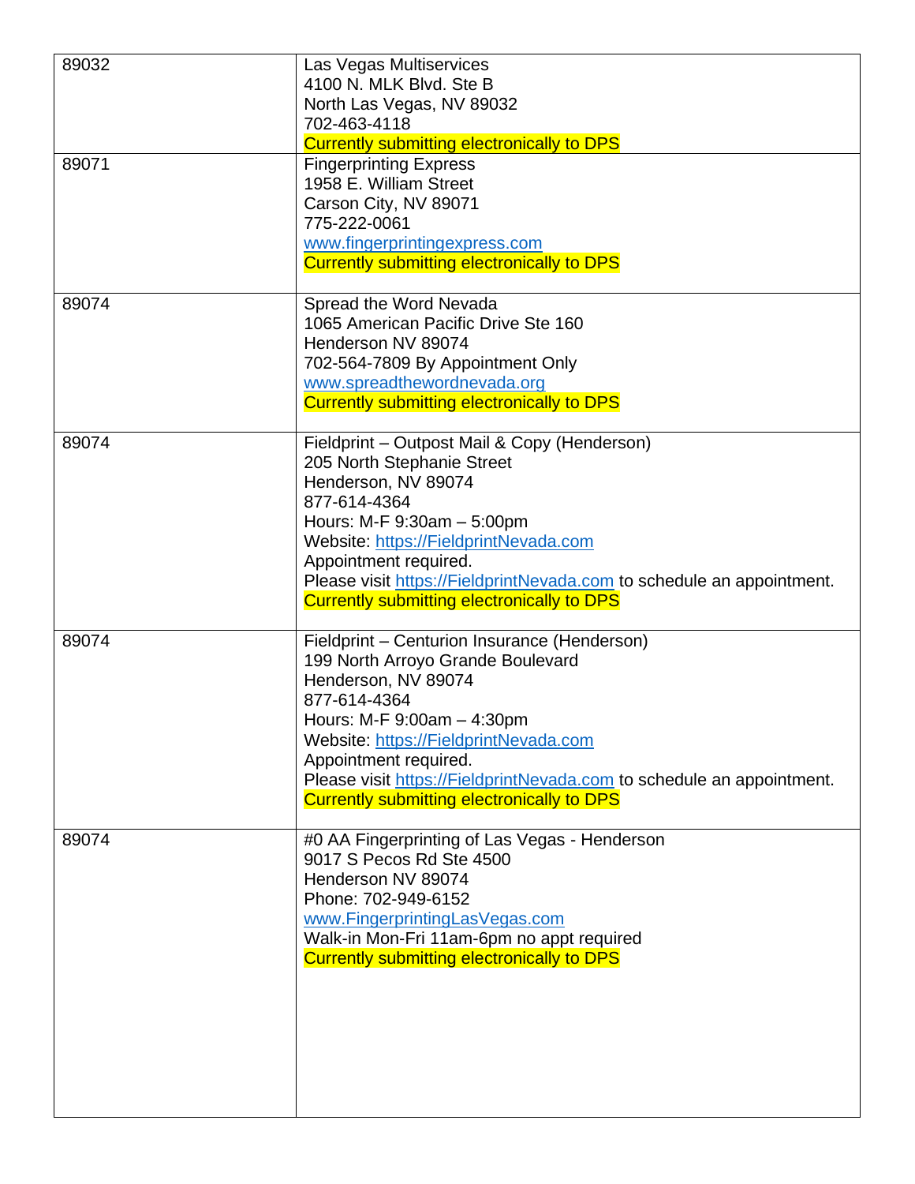| | |
|---|---|
| 89032 | Las Vegas Multiservices<br>4100 N. MLK Blvd. Ste B<br>North Las Vegas, NV 89032<br>702-463-4118<br>Currently submitting electronically to DPS |
| 89071 | Fingerprinting Express<br>1958 E. William Street<br>Carson City, NV 89071<br>775-222-0061<br>www.fingerprintingexpress.com<br>Currently submitting electronically to DPS |
| 89074 | Spread the Word Nevada<br>1065 American Pacific Drive Ste 160<br>Henderson NV 89074<br>702-564-7809 By Appointment Only<br>www.spreadthewordnevada.org<br>Currently submitting electronically to DPS |
| 89074 | Fieldprint – Outpost Mail & Copy (Henderson)<br>205 North Stephanie Street<br>Henderson, NV 89074<br>877-614-4364<br>Hours: M-F 9:30am – 5:00pm<br>Website: https://FieldprintNevada.com<br>Appointment required.<br>Please visit https://FieldprintNevada.com to schedule an appointment.<br>Currently submitting electronically to DPS |
| 89074 | Fieldprint – Centurion Insurance (Henderson)<br>199 North Arroyo Grande Boulevard<br>Henderson, NV 89074<br>877-614-4364<br>Hours: M-F 9:00am – 4:30pm<br>Website: https://FieldprintNevada.com<br>Appointment required.<br>Please visit https://FieldprintNevada.com to schedule an appointment.<br>Currently submitting electronically to DPS |
| 89074 | #0 AA Fingerprinting of Las Vegas - Henderson<br>9017 S Pecos Rd Ste 4500<br>Henderson NV 89074<br>Phone: 702-949-6152<br>www.FingerprintingLasVegas.com<br>Walk-in Mon-Fri 11am-6pm no appt required<br>Currently submitting electronically to DPS |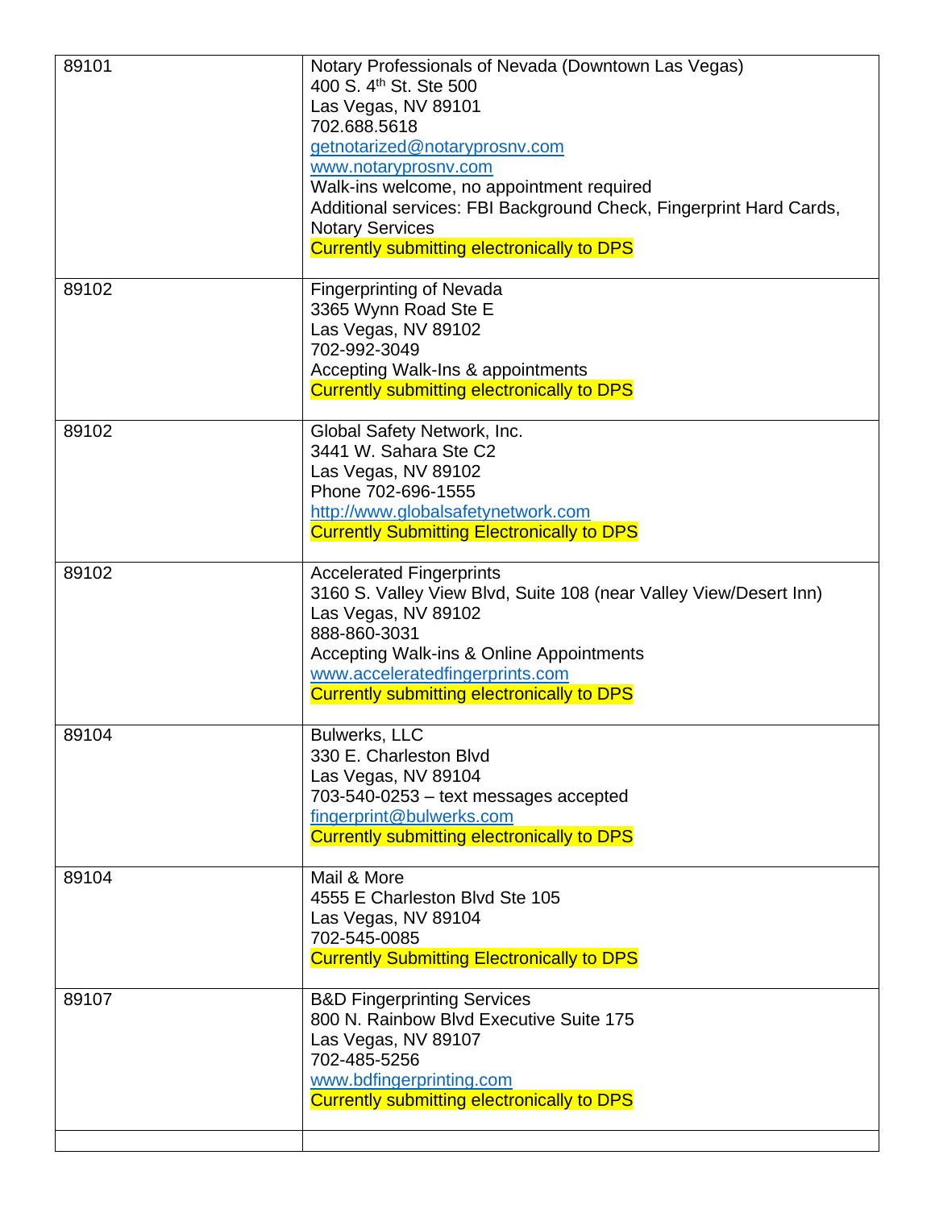| | |
|---|---|
| 89101 | Notary Professionals of Nevada (Downtown Las Vegas)<br>400 S. 4th St. Ste 500<br>Las Vegas, NV 89101<br>702.688.5618<br>getnotarized@notaryprosnv.com<br>www.notaryprosnv.com<br>Walk-ins welcome, no appointment required<br>Additional services: FBI Background Check, Fingerprint Hard Cards, Notary Services<br>Currently submitting electronically to DPS |
| 89102 | Fingerprinting of Nevada<br>3365 Wynn Road Ste E<br>Las Vegas, NV 89102<br>702-992-3049<br>Accepting Walk-Ins & appointments<br>Currently submitting electronically to DPS |
| 89102 | Global Safety Network, Inc.<br>3441 W. Sahara Ste C2<br>Las Vegas, NV 89102<br>Phone 702-696-1555<br>http://www.globalsafetynetwork.com<br>Currently Submitting Electronically to DPS |
| 89102 | Accelerated Fingerprints<br>3160 S. Valley View Blvd, Suite 108 (near Valley View/Desert Inn)<br>Las Vegas, NV 89102<br>888-860-3031<br>Accepting Walk-ins & Online Appointments<br>www.acceleratedfingerprints.com<br>Currently submitting electronically to DPS |
| 89104 | Bulwerks, LLC<br>330 E. Charleston Blvd<br>Las Vegas, NV 89104<br>703-540-0253 – text messages accepted<br>fingerprint@bulwerks.com<br>Currently submitting electronically to DPS |
| 89104 | Mail & More<br>4555 E Charleston Blvd Ste 105<br>Las Vegas, NV 89104<br>702-545-0085<br>Currently Submitting Electronically to DPS |
| 89107 | B&D Fingerprinting Services<br>800 N. Rainbow Blvd Executive Suite 175<br>Las Vegas, NV 89107<br>702-485-5256<br>www.bdfingerprinting.com<br>Currently submitting electronically to DPS |
| | |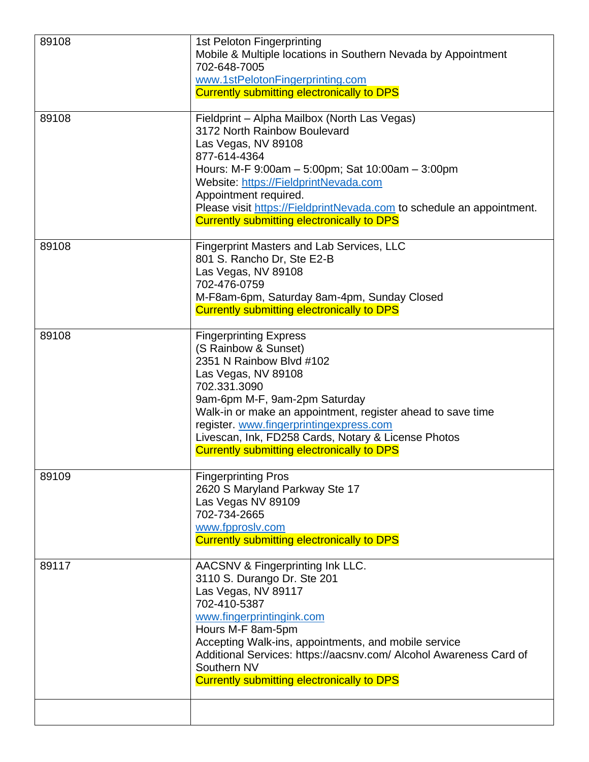| | |
|---|---|
| 89108 | 1st Peloton Fingerprinting<br>Mobile & Multiple locations in Southern Nevada by Appointment<br>702-648-7005<br>www.1stPelotonFingerprinting.com<br>Currently submitting electronically to DPS |
| 89108 | Fieldprint – Alpha Mailbox (North Las Vegas)<br>3172 North Rainbow Boulevard<br>Las Vegas, NV 89108<br>877-614-4364<br>Hours: M-F 9:00am – 5:00pm; Sat 10:00am – 3:00pm<br>Website: https://FieldprintNevada.com<br>Appointment required.<br>Please visit https://FieldprintNevada.com to schedule an appointment.<br>Currently submitting electronically to DPS |
| 89108 | Fingerprint Masters and Lab Services, LLC<br>801 S. Rancho Dr, Ste E2-B<br>Las Vegas, NV 89108<br>702-476-0759<br>M-F8am-6pm, Saturday 8am-4pm, Sunday Closed<br>Currently submitting electronically to DPS |
| 89108 | Fingerprinting Express<br>(S Rainbow & Sunset)<br>2351 N Rainbow Blvd #102<br>Las Vegas, NV 89108<br>702.331.3090<br>9am-6pm M-F, 9am-2pm Saturday<br>Walk-in or make an appointment, register ahead to save time register. www.fingerprintingexpress.com<br>Livescan, Ink, FD258 Cards, Notary & License Photos<br>Currently submitting electronically to DPS |
| 89109 | Fingerprinting Pros<br>2620 S Maryland Parkway Ste 17<br>Las Vegas NV 89109<br>702-734-2665<br>www.fpproslv.com<br>Currently submitting electronically to DPS |
| 89117 | AACSNV & Fingerprinting Ink LLC.<br>3110 S. Durango Dr. Ste 201<br>Las Vegas, NV 89117<br>702-410-5387<br>www.fingerprintingink.com<br>Hours M-F 8am-5pm<br>Accepting Walk-ins, appointments, and mobile service<br>Additional Services: https://aacsnv.com/ Alcohol Awareness Card of Southern NV<br>Currently submitting electronically to DPS |
| | |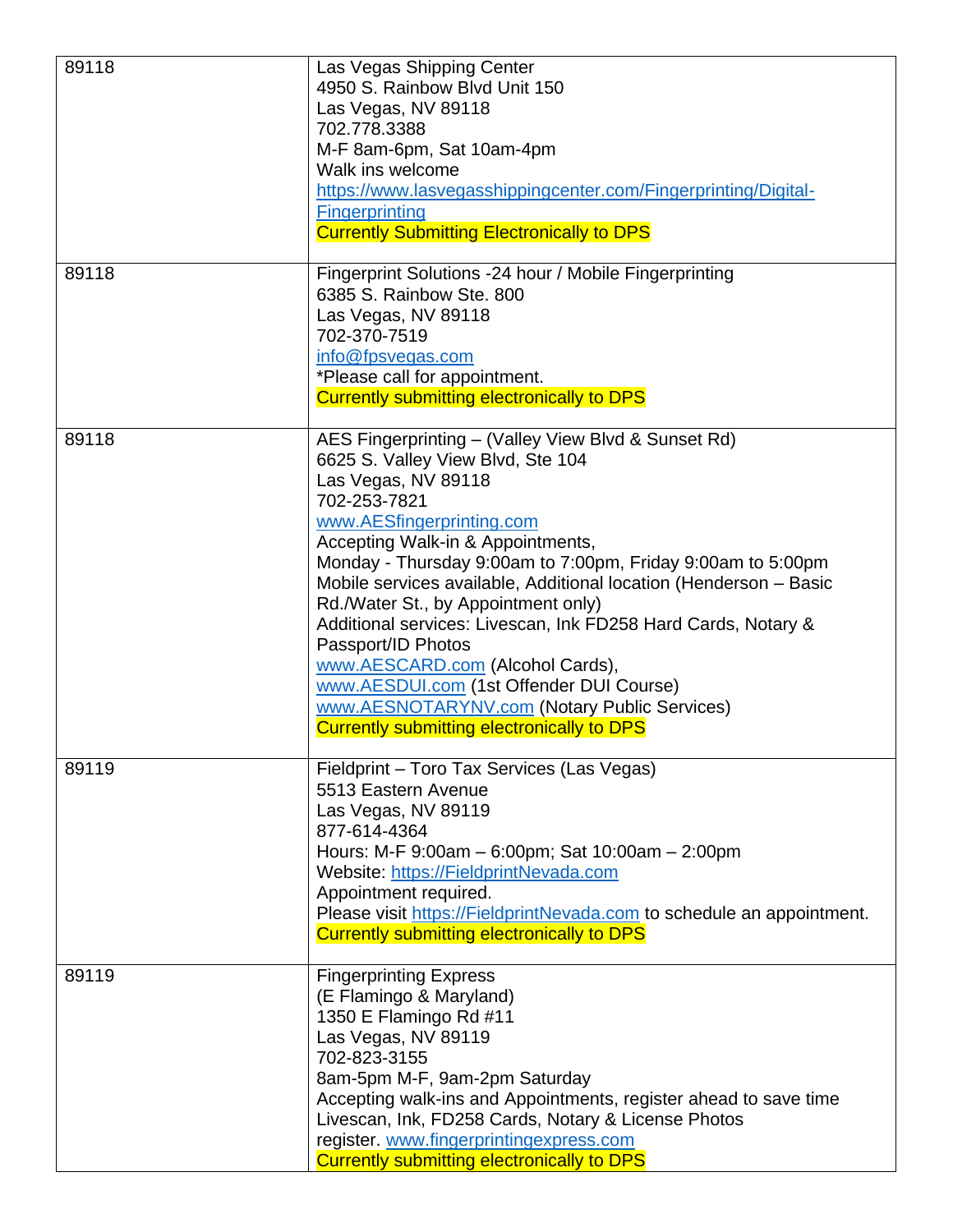| | |
|---|---|
| 89118 | Las Vegas Shipping Center<br>4950 S. Rainbow Blvd Unit 150<br>Las Vegas, NV 89118<br>702.778.3388<br>M-F 8am-6pm, Sat 10am-4pm<br>Walk ins welcome<br>https://www.lasvegasshippingcenter.com/Fingerprinting/Digital-Fingerprinting<br>Currently Submitting Electronically to DPS |
| 89118 | Fingerprint Solutions -24 hour / Mobile Fingerprinting<br>6385 S. Rainbow Ste. 800<br>Las Vegas, NV 89118<br>702-370-7519<br>info@fpsvegas.com<br>*Please call for appointment.<br>Currently submitting electronically to DPS |
| 89118 | AES Fingerprinting – (Valley View Blvd & Sunset Rd)<br>6625 S. Valley View Blvd, Ste 104<br>Las Vegas, NV 89118<br>702-253-7821<br>www.AESfingerprinting.com<br>Accepting Walk-in & Appointments,<br>Monday - Thursday 9:00am to 7:00pm, Friday 9:00am to 5:00pm<br>Mobile services available, Additional location (Henderson – Basic Rd./Water St., by Appointment only)<br>Additional services: Livescan, Ink FD258 Hard Cards, Notary & Passport/ID Photos<br>www.AESCARD.com (Alcohol Cards),<br>www.AESDUI.com (1st Offender DUI Course)<br>www.AESNOTARYNV.com (Notary Public Services)<br>Currently submitting electronically to DPS |
| 89119 | Fieldprint – Toro Tax Services (Las Vegas)<br>5513 Eastern Avenue<br>Las Vegas, NV 89119<br>877-614-4364<br>Hours: M-F 9:00am – 6:00pm; Sat 10:00am – 2:00pm<br>Website: https://FieldprintNevada.com<br>Appointment required.<br>Please visit https://FieldprintNevada.com to schedule an appointment.<br>Currently submitting electronically to DPS |
| 89119 | Fingerprinting Express<br>(E Flamingo & Maryland)<br>1350 E Flamingo Rd #11<br>Las Vegas, NV 89119<br>702-823-3155<br>8am-5pm M-F, 9am-2pm Saturday<br>Accepting walk-ins and Appointments, register ahead to save time<br>Livescan, Ink, FD258 Cards, Notary & License Photos<br>register. www.fingerprintingexpress.com<br>Currently submitting electronically to DPS |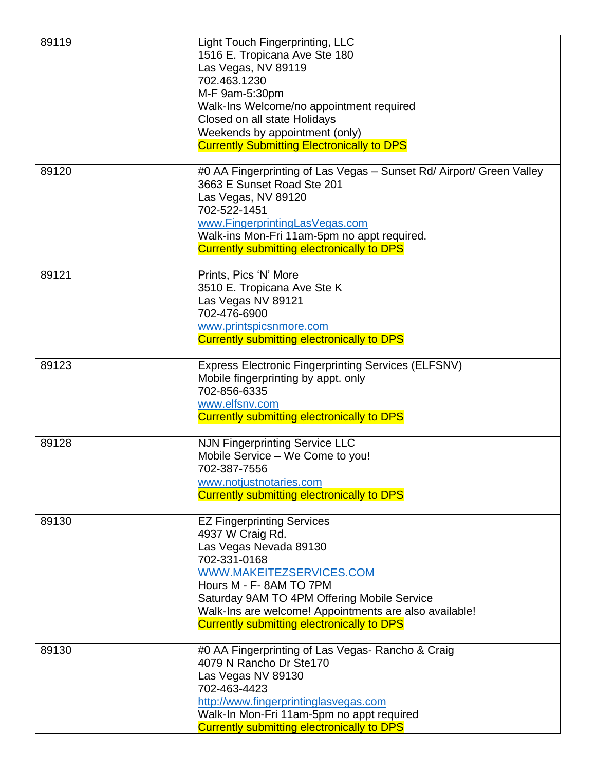| | |
|---|---|
| 89119 | Light Touch Fingerprinting, LLC<br>1516 E. Tropicana Ave Ste 180<br>Las Vegas, NV 89119<br>702.463.1230<br>M-F 9am-5:30pm<br>Walk-Ins Welcome/no appointment required<br>Closed on all state Holidays<br>Weekends by appointment (only)<br>Currently Submitting Electronically to DPS |
| 89120 | #0 AA Fingerprinting of Las Vegas – Sunset Rd/ Airport/ Green Valley<br>3663 E Sunset Road Ste 201<br>Las Vegas, NV 89120<br>702-522-1451<br>www.FingerprintingLasVegas.com<br>Walk-ins Mon-Fri 11am-5pm no appt required.<br>Currently submitting electronically to DPS |
| 89121 | Prints, Pics 'N' More<br>3510 E. Tropicana Ave Ste K<br>Las Vegas NV 89121<br>702-476-6900<br>www.printspicsnmore.com<br>Currently submitting electronically to DPS |
| 89123 | Express Electronic Fingerprinting Services (ELFSNV)<br>Mobile fingerprinting by appt. only<br>702-856-6335<br>www.elfsnv.com<br>Currently submitting electronically to DPS |
| 89128 | NJN Fingerprinting Service LLC<br>Mobile Service – We Come to you!<br>702-387-7556<br>www.notjustnotaries.com<br>Currently submitting electronically to DPS |
| 89130 | EZ Fingerprinting Services<br>4937 W Craig Rd.<br>Las Vegas Nevada 89130<br>702-331-0168<br>WWW.MAKEITEZSERVICES.COM<br>Hours M - F- 8AM TO 7PM<br>Saturday 9AM TO 4PM Offering Mobile Service<br>Walk-Ins are welcome! Appointments are also available!<br>Currently submitting electronically to DPS |
| 89130 | #0 AA Fingerprinting of Las Vegas- Rancho & Craig<br>4079 N Rancho Dr Ste170<br>Las Vegas NV 89130<br>702-463-4423<br>http://www.fingerprintinglasvegas.com<br>Walk-In Mon-Fri 11am-5pm no appt required<br>Currently submitting electronically to DPS |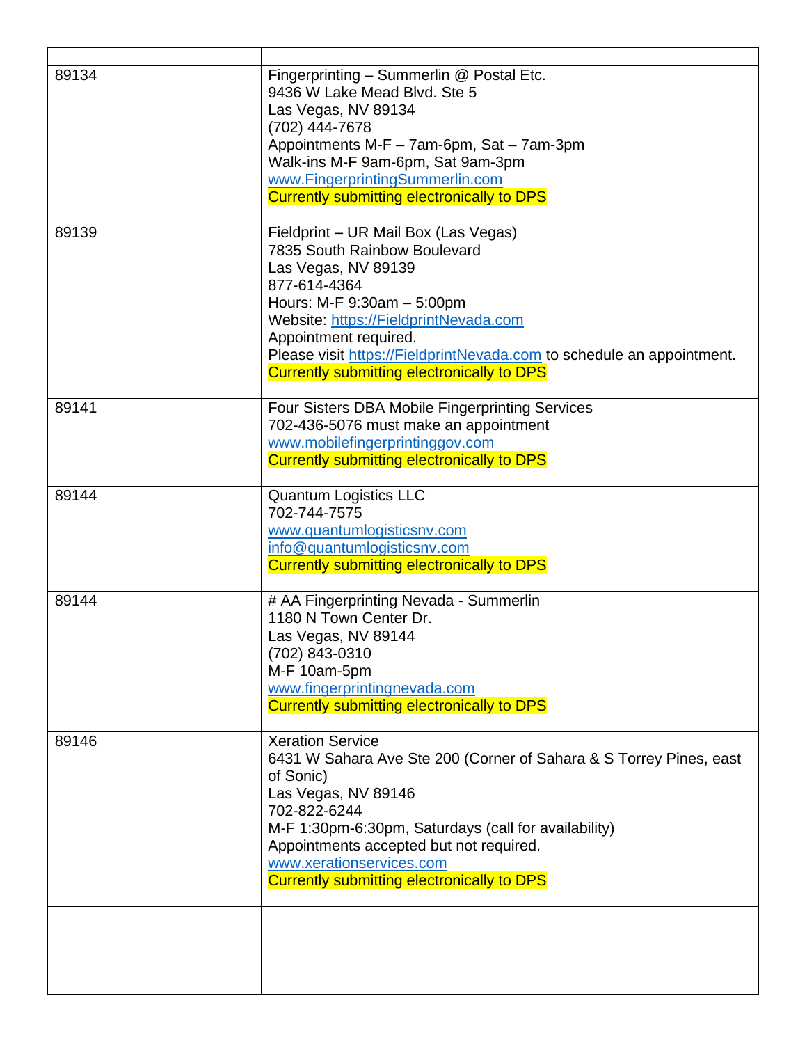| | |
|---|---|
| 89134 | Fingerprinting – Summerlin @ Postal Etc.<br>9436 W Lake Mead Blvd. Ste 5<br>Las Vegas, NV 89134<br>(702) 444-7678<br>Appointments M-F – 7am-6pm, Sat – 7am-3pm<br>Walk-ins M-F 9am-6pm, Sat 9am-3pm<br>www.FingerprintingSummerlin.com<br>Currently submitting electronically to DPS |
| 89139 | Fieldprint – UR Mail Box (Las Vegas)<br>7835 South Rainbow Boulevard<br>Las Vegas, NV 89139<br>877-614-4364<br>Hours: M-F 9:30am – 5:00pm<br>Website: https://FieldprintNevada.com<br>Appointment required.<br>Please visit https://FieldprintNevada.com to schedule an appointment.<br>Currently submitting electronically to DPS |
| 89141 | Four Sisters DBA Mobile Fingerprinting Services<br>702-436-5076 must make an appointment<br>www.mobilefingerprintinggov.com<br>Currently submitting electronically to DPS |
| 89144 | Quantum Logistics LLC<br>702-744-7575<br>www.quantumlogisticsnv.com<br>info@quantumlogisticsnv.com<br>Currently submitting electronically to DPS |
| 89144 | # AA Fingerprinting Nevada - Summerlin<br>1180 N Town Center Dr.<br>Las Vegas, NV 89144<br>(702) 843-0310<br>M-F 10am-5pm<br>www.fingerprintingnevada.com<br>Currently submitting electronically to DPS |
| 89146 | Xeration Service<br>6431 W Sahara Ave Ste 200 (Corner of Sahara & S Torrey Pines, east of Sonic)<br>Las Vegas, NV 89146<br>702-822-6244<br>M-F 1:30pm-6:30pm, Saturdays (call for availability)<br>Appointments accepted but not required.<br>www.xerationservices.com<br>Currently submitting electronically to DPS |
| | |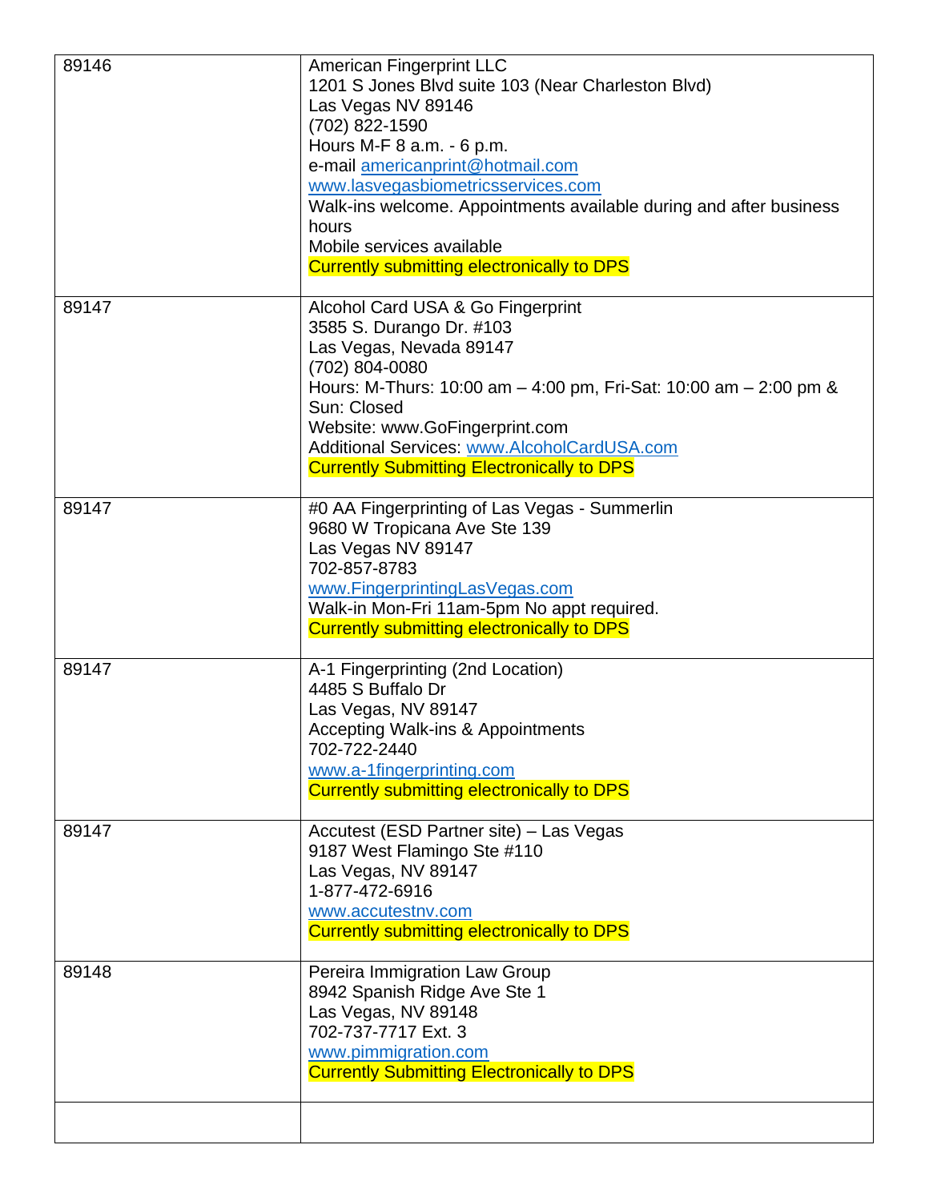| | |
|---|---|
| 89146 | American Fingerprint LLC<br>1201 S Jones Blvd suite 103 (Near Charleston Blvd)<br>Las Vegas NV 89146<br>(702) 822-1590<br>Hours M-F 8 a.m. - 6 p.m.<br>e-mail americanprint@hotmail.com<br>www.lasvegasbiometricsservices.com<br>Walk-ins welcome. Appointments available during and after business hours<br>Mobile services available<br>Currently submitting electronically to DPS |
| 89147 | Alcohol Card USA & Go Fingerprint<br>3585 S. Durango Dr. #103<br>Las Vegas, Nevada 89147<br>(702) 804-0080<br>Hours: M-Thurs: 10:00 am – 4:00 pm, Fri-Sat: 10:00 am – 2:00 pm & Sun: Closed<br>Website: www.GoFingerprint.com<br>Additional Services: www.AlcoholCardUSA.com<br>Currently Submitting Electronically to DPS |
| 89147 | #0 AA Fingerprinting of Las Vegas - Summerlin<br>9680 W Tropicana Ave Ste 139<br>Las Vegas NV 89147<br>702-857-8783<br>www.FingerprintingLasVegas.com<br>Walk-in Mon-Fri 11am-5pm No appt required.<br>Currently submitting electronically to DPS |
| 89147 | A-1 Fingerprinting (2nd Location)<br>4485 S Buffalo Dr<br>Las Vegas, NV 89147<br>Accepting Walk-ins & Appointments<br>702-722-2440<br>www.a-1fingerprinting.com<br>Currently submitting electronically to DPS |
| 89147 | Accutest (ESD Partner site) – Las Vegas<br>9187 West Flamingo Ste #110<br>Las Vegas, NV 89147<br>1-877-472-6916<br>www.accutestnv.com<br>Currently submitting electronically to DPS |
| 89148 | Pereira Immigration Law Group<br>8942 Spanish Ridge Ave Ste 1<br>Las Vegas, NV 89148<br>702-737-7717 Ext. 3<br>www.pimmigration.com<br>Currently Submitting Electronically to DPS |
| | |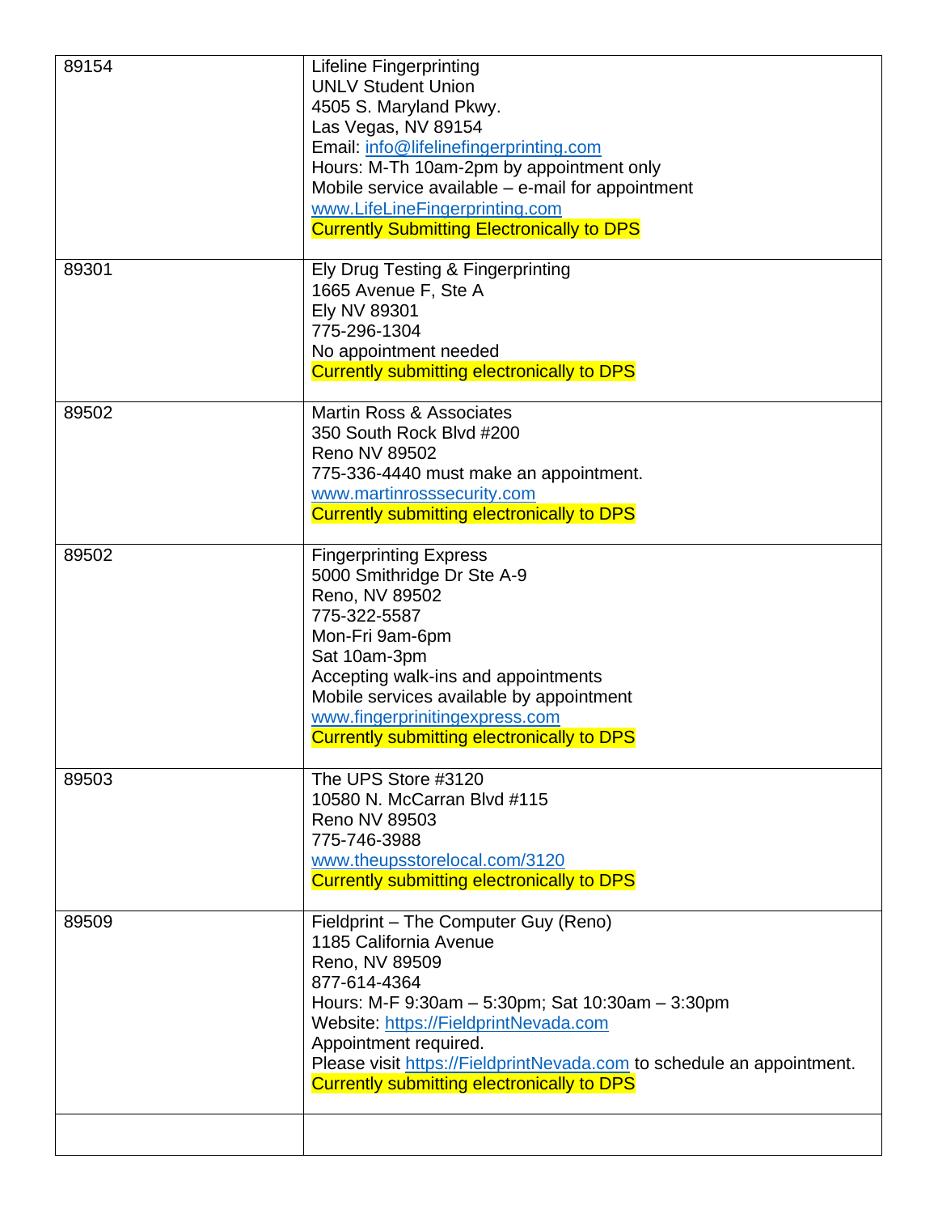| | |
|---|---|
| 89154 | Lifeline Fingerprinting<br>UNLV Student Union<br>4505 S. Maryland Pkwy.<br>Las Vegas, NV 89154<br>Email: info@lifelinefingerprinting.com<br>Hours: M-Th 10am-2pm by appointment only<br>Mobile service available – e-mail for appointment<br>www.LifeLineFingerprinting.com<br>Currently Submitting Electronically to DPS |
| 89301 | Ely Drug Testing & Fingerprinting<br>1665 Avenue F, Ste A<br>Ely NV 89301<br>775-296-1304<br>No appointment needed<br>Currently submitting electronically to DPS |
| 89502 | Martin Ross & Associates<br>350 South Rock Blvd #200<br>Reno NV 89502<br>775-336-4440 must make an appointment.<br>www.martinrosssecurity.com<br>Currently submitting electronically to DPS |
| 89502 | Fingerprinting Express<br>5000 Smithridge Dr Ste A-9<br>Reno, NV 89502<br>775-322-5587<br>Mon-Fri 9am-6pm<br>Sat 10am-3pm<br>Accepting walk-ins and appointments<br>Mobile services available by appointment<br>www.fingerprinitingexpress.com<br>Currently submitting electronically to DPS |
| 89503 | The UPS Store #3120<br>10580 N. McCarran Blvd #115<br>Reno NV 89503<br>775-746-3988<br>www.theupsstorelocal.com/3120<br>Currently submitting electronically to DPS |
| 89509 | Fieldprint – The Computer Guy (Reno)<br>1185 California Avenue<br>Reno, NV 89509<br>877-614-4364<br>Hours: M-F 9:30am – 5:30pm; Sat 10:30am – 3:30pm<br>Website: https://FieldprintNevada.com<br>Appointment required.<br>Please visit https://FieldprintNevada.com to schedule an appointment.<br>Currently submitting electronically to DPS |
| | |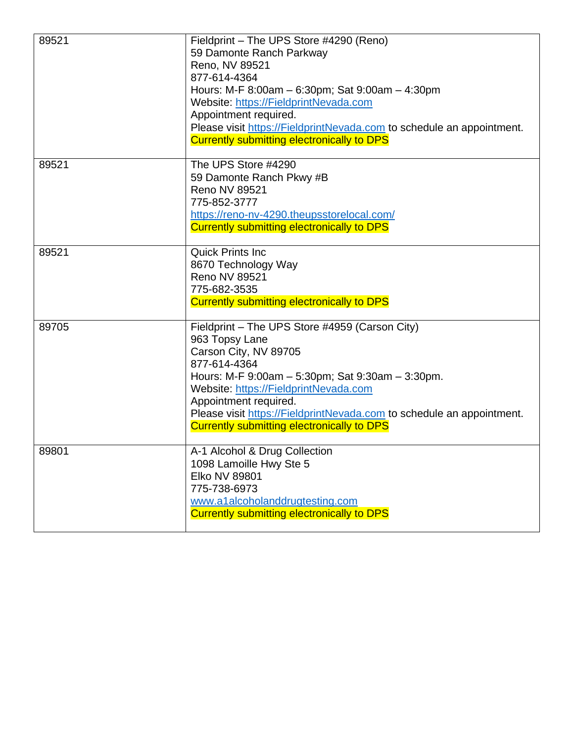| | |
|---|---|
| 89521 | Fieldprint – The UPS Store #4290 (Reno)<br>59 Damonte Ranch Parkway<br>Reno, NV 89521<br>877-614-4364<br>Hours: M-F 8:00am – 6:30pm; Sat 9:00am – 4:30pm<br>Website: https://FieldprintNevada.com<br>Appointment required.<br>Please visit https://FieldprintNevada.com to schedule an appointment.<br>Currently submitting electronically to DPS |
| 89521 | The UPS Store #4290<br>59 Damonte Ranch Pkwy #B<br>Reno NV 89521<br>775-852-3777<br>https://reno-nv-4290.theupsstorelocal.com/<br>Currently submitting electronically to DPS |
| 89521 | Quick Prints Inc<br>8670 Technology Way<br>Reno NV 89521<br>775-682-3535<br>Currently submitting electronically to DPS |
| 89705 | Fieldprint – The UPS Store #4959 (Carson City)<br>963 Topsy Lane<br>Carson City, NV 89705<br>877-614-4364<br>Hours: M-F 9:00am – 5:30pm; Sat 9:30am – 3:30pm.<br>Website: https://FieldprintNevada.com<br>Appointment required.<br>Please visit https://FieldprintNevada.com to schedule an appointment.<br>Currently submitting electronically to DPS |
| 89801 | A-1 Alcohol & Drug Collection<br>1098 Lamoille Hwy Ste 5<br>Elko NV 89801<br>775-738-6973<br>www.a1alcoholanddrugtesting.com<br>Currently submitting electronically to DPS |